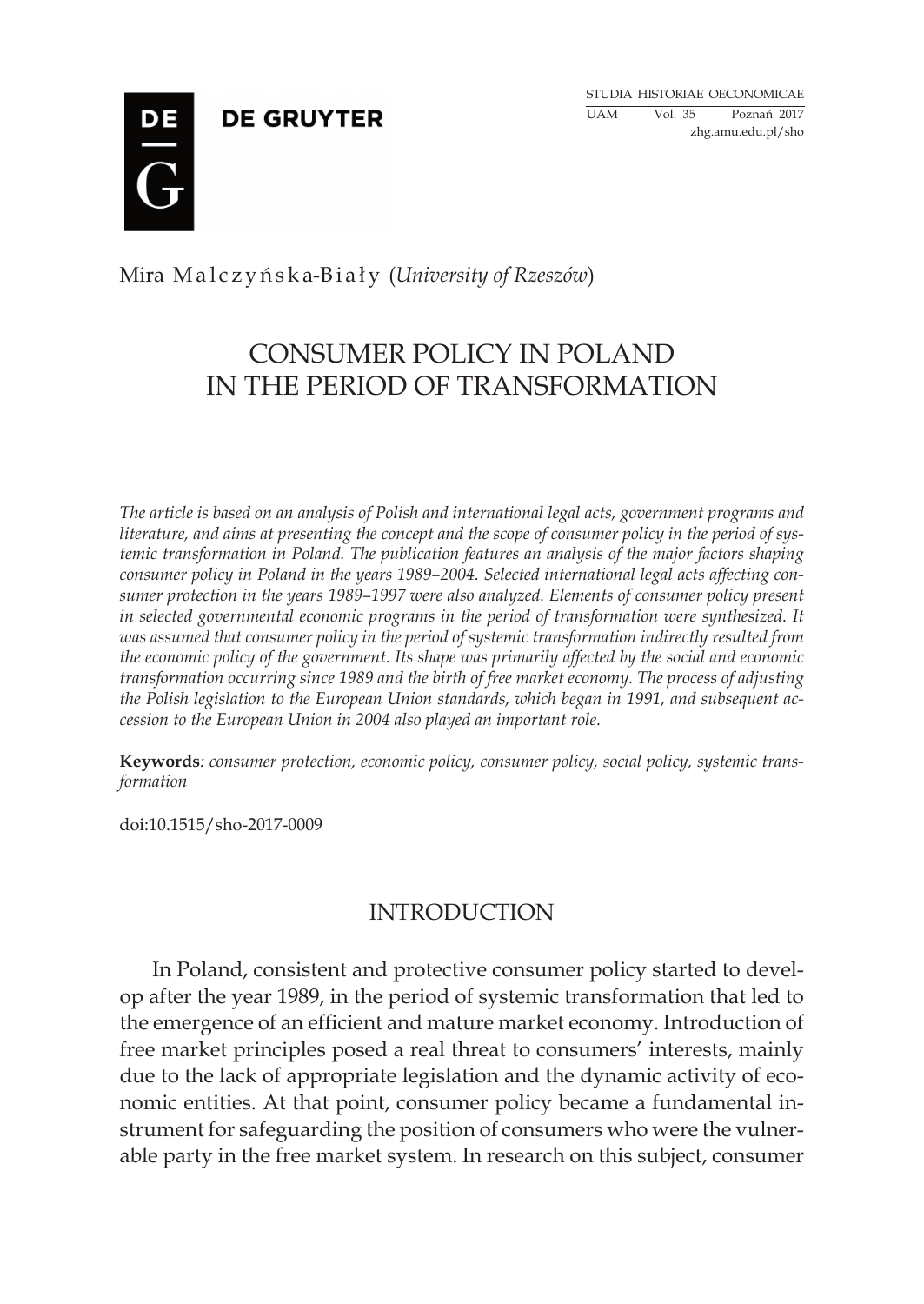Mira Malczyńska-Biały (*University of Rzeszów*)

# CONSUMER POLICY IN POLAND IN THE PERIOD OF TRANSFORMATION

*The article is based on an analysis of Polish and international legal acts, government programs and literature, and aims at presenting the concept and the scope of consumer policy in the period of systemic transformation in Poland. The publication features an analysis of the major factors shaping consumer policy in Poland in the years 1989–2004. Selected international legal acts affecting consumer protection in the years 1989–1997 were also analyzed. Elements of consumer policy present in selected governmental economic programs in the period of transformation were synthesized. It was assumed that consumer policy in the period of systemic transformation indirectly resulted from the economic policy of the government. Its shape was primarily affected by the social and economic transformation occurring since 1989 and the birth of free market economy. The process of adjusting the Polish legislation to the European Union standards, which began in 1991, and subsequent accession to the European Union in 2004 also played an important role.*

**Keywords**: *consumer protection, economic policy, consumer policy, social policy, systemic transformation*

doi:10.1515/sho-2017-0009

## INTRODUCTION

In Poland, consistent and protective consumer policy started to develop after the year 1989, in the period of systemic transformation that led to the emergence of an efficient and mature market economy. Introduction of free market principles posed a real threat to consumers' interests, mainly due to the lack of appropriate legislation and the dynamic activity of economic entities. At that point, consumer policy became a fundamental instrument for safeguarding the position of consumers who were the vulnerable party in the free market system. In research on this subject, consumer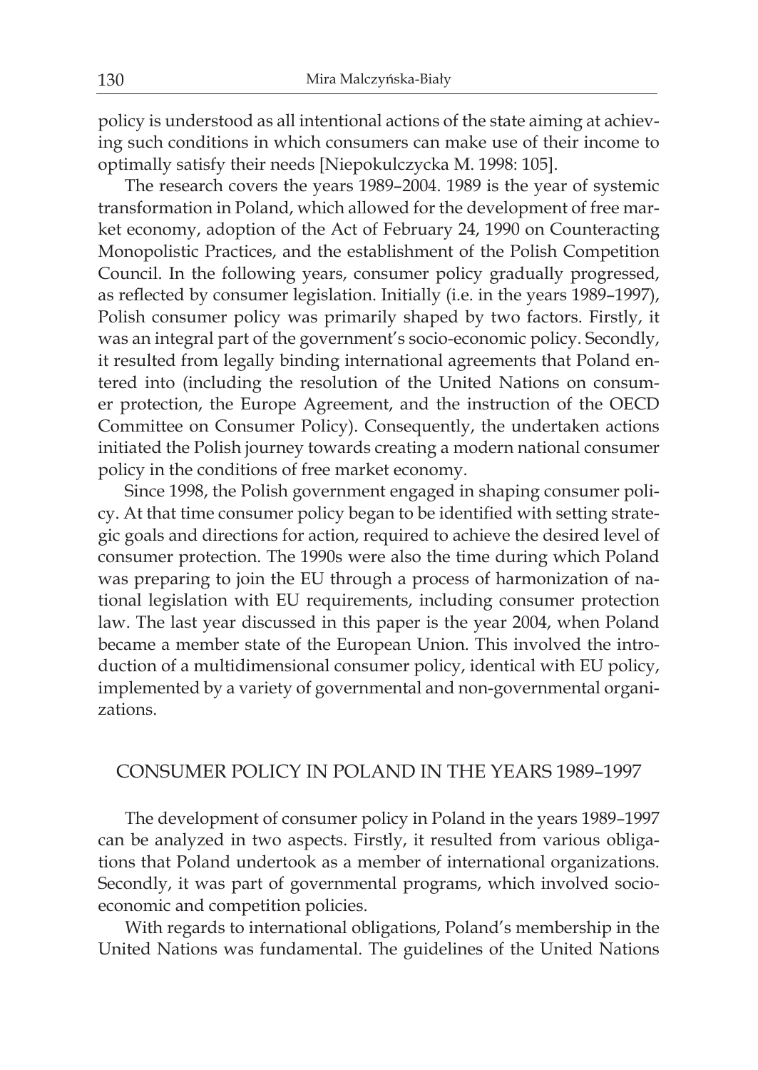policy is understood as all intentional actions of the state aiming at achieving such conditions in which consumers can make use of their income to optimally satisfy their needs [Niepokulczycka M. 1998: 105].

The research covers the years 1989–2004. 1989 is the year of systemic transformation in Poland, which allowed for the development of free market economy, adoption of the Act of February 24, 1990 on Counteracting Monopolistic Practices, and the establishment of the Polish Competition Council. In the following years, consumer policy gradually progressed, as reflected by consumer legislation. Initially (i.e. in the years 1989–1997), Polish consumer policy was primarily shaped by two factors. Firstly, it was an integral part of the government's socio-economic policy. Secondly, it resulted from legally binding international agreements that Poland entered into (including the resolution of the United Nations on consumer protection, the Europe Agreement, and the instruction of the OECD Committee on Consumer Policy). Consequently, the undertaken actions initiated the Polish journey towards creating a modern national consumer policy in the conditions of free market economy.

Since 1998, the Polish government engaged in shaping consumer policy. At that time consumer policy began to be identified with setting strategic goals and directions for action, required to achieve the desired level of consumer protection. The 1990s were also the time during which Poland was preparing to join the EU through a process of harmonization of national legislation with EU requirements, including consumer protection law. The last year discussed in this paper is the year 2004, when Poland became a member state of the European Union. This involved the introduction of a multidimensional consumer policy, identical with EU policy, implemented by a variety of governmental and non-governmental organizations.

## CONSUMER POLICY IN POLAND IN THE YEARS 1989–1997

The development of consumer policy in Poland in the years 1989–1997 can be analyzed in two aspects. Firstly, it resulted from various obligations that Poland undertook as a member of international organizations. Secondly, it was part of governmental programs, which involved socioeconomic and competition policies.

With regards to international obligations, Poland's membership in the United Nations was fundamental. The guidelines of the United Nations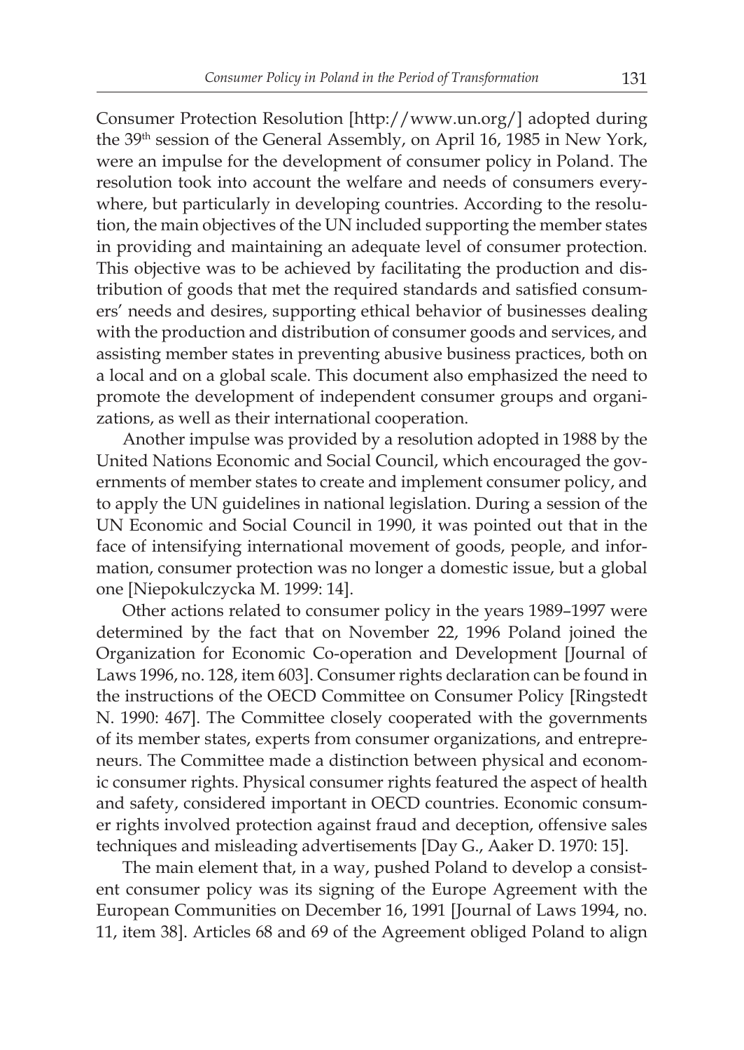Consumer Protection Resolution [http://www.un.org/] adopted during the 39th session of the General Assembly, on April 16, 1985 in New York, were an impulse for the development of consumer policy in Poland. The resolution took into account the welfare and needs of consumers everywhere, but particularly in developing countries. According to the resolution, the main objectives of the UN included supporting the member states in providing and maintaining an adequate level of consumer protection. This objective was to be achieved by facilitating the production and distribution of goods that met the required standards and satisfied consumers' needs and desires, supporting ethical behavior of businesses dealing with the production and distribution of consumer goods and services, and assisting member states in preventing abusive business practices, both on a local and on a global scale. This document also emphasized the need to promote the development of independent consumer groups and organizations, as well as their international cooperation.

Another impulse was provided by a resolution adopted in 1988 by the United Nations Economic and Social Council, which encouraged the governments of member states to create and implement consumer policy, and to apply the UN guidelines in national legislation. During a session of the UN Economic and Social Council in 1990, it was pointed out that in the face of intensifying international movement of goods, people, and information, consumer protection was no longer a domestic issue, but a global one [Niepokulczycka M. 1999: 14].

Other actions related to consumer policy in the years 1989–1997 were determined by the fact that on November 22, 1996 Poland joined the Organization for Economic Co-operation and Development [Journal of Laws 1996, no. 128, item 603]. Consumer rights declaration can be found in the instructions of the OECD Committee on Consumer Policy [Ringstedt N. 1990: 467]. The Committee closely cooperated with the governments of its member states, experts from consumer organizations, and entrepreneurs. The Committee made a distinction between physical and economic consumer rights. Physical consumer rights featured the aspect of health and safety, considered important in OECD countries. Economic consumer rights involved protection against fraud and deception, offensive sales techniques and misleading advertisements [Day G., Aaker D. 1970: 15].

The main element that, in a way, pushed Poland to develop a consistent consumer policy was its signing of the Europe Agreement with the European Communities on December 16, 1991 [Journal of Laws 1994, no. 11, item 38]. Articles 68 and 69 of the Agreement obliged Poland to align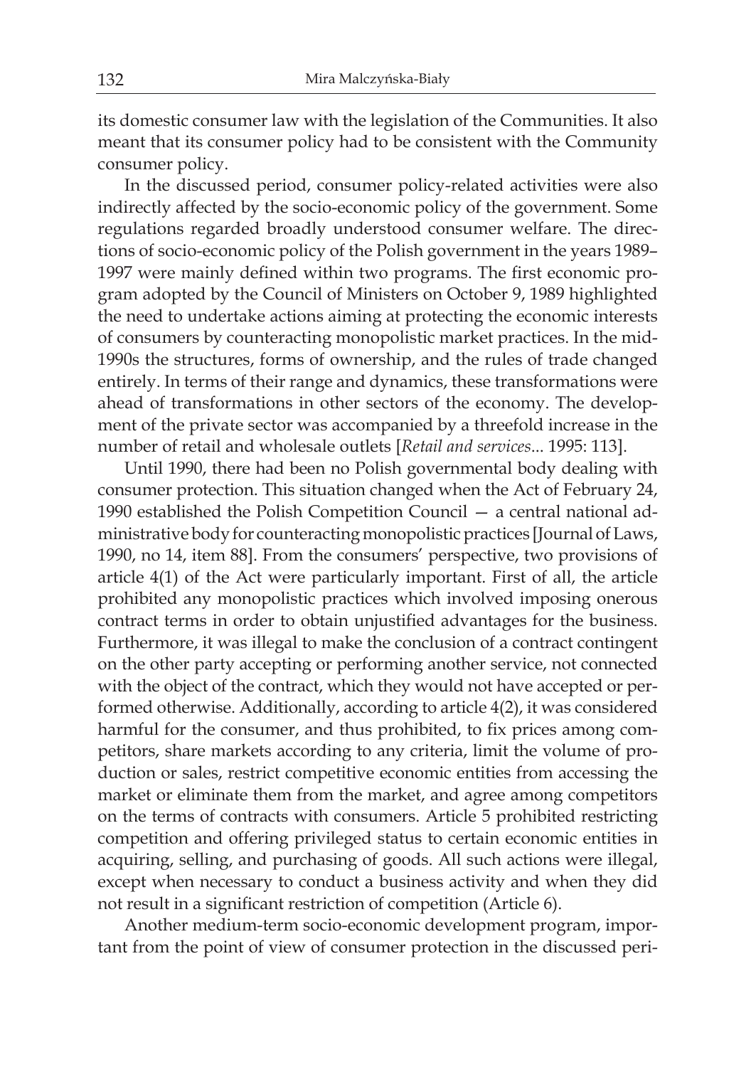its domestic consumer law with the legislation of the Communities. It also meant that its consumer policy had to be consistent with the Community consumer policy.

In the discussed period, consumer policy-related activities were also indirectly affected by the socio-economic policy of the government. Some regulations regarded broadly understood consumer welfare. The directions of socio-economic policy of the Polish government in the years 1989–1997 were mainly defined within two programs. The first economic program adopted by the Council of Ministers on October 9, 1989 highlighted the need to undertake actions aiming at protecting the economic interests of consumers by counteracting monopolistic market practices. In the mid-1990s the structures, forms of ownership, and the rules of trade changed entirely. In terms of their range and dynamics, these transformations were ahead of transformations in other sectors of the economy. The development of the private sector was accompanied by a threefold increase in the number of retail and wholesale outlets [*Retail and services*... 1995: 113].

Until 1990, there had been no Polish governmental body dealing with consumer protection. This situation changed when the Act of February 24, 1990 established the Polish Competition Council — a central national administrative body for counteracting monopolistic practices [Journal of Laws, 1990, no 14, item 88]. From the consumers' perspective, two provisions of article 4(1) of the Act were particularly important. First of all, the article prohibited any monopolistic practices which involved imposing onerous contract terms in order to obtain unjustified advantages for the business. Furthermore, it was illegal to make the conclusion of a contract contingent on the other party accepting or performing another service, not connected with the object of the contract, which they would not have accepted or performed otherwise. Additionally, according to article 4(2), it was considered harmful for the consumer, and thus prohibited, to fix prices among competitors, share markets according to any criteria, limit the volume of production or sales, restrict competitive economic entities from accessing the market or eliminate them from the market, and agree among competitors on the terms of contracts with consumers. Article 5 prohibited restricting competition and offering privileged status to certain economic entities in acquiring, selling, and purchasing of goods. All such actions were illegal, except when necessary to conduct a business activity and when they did not result in a significant restriction of competition (Article 6).

Another medium-term socio-economic development program, important from the point of view of consumer protection in the discussed peri-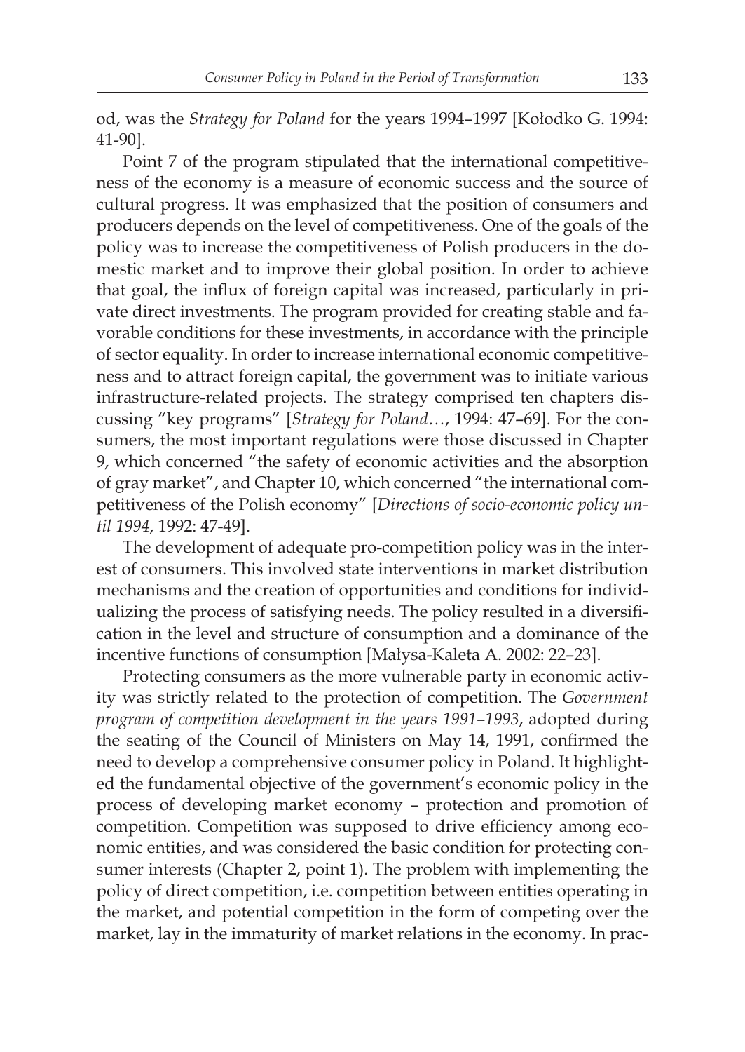od, was the *Strategy for Poland* for the years 1994–1997 [Kołodko G. 1994: 41-90].

Point 7 of the program stipulated that the international competitiveness of the economy is a measure of economic success and the source of cultural progress. It was emphasized that the position of consumers and producers depends on the level of competitiveness. One of the goals of the policy was to increase the competitiveness of Polish producers in the domestic market and to improve their global position. In order to achieve that goal, the influx of foreign capital was increased, particularly in private direct investments. The program provided for creating stable and favorable conditions for these investments, in accordance with the principle of sector equality. In order to increase international economic competitiveness and to attract foreign capital, the government was to initiate various infrastructure-related projects. The strategy comprised ten chapters discussing "key programs" [*Strategy for Poland…*, 1994: 47–69]. For the consumers, the most important regulations were those discussed in Chapter 9, which concerned "the safety of economic activities and the absorption of gray market", and Chapter 10, which concerned "the international competitiveness of the Polish economy" [*Directions of socio-economic policy until 1994*, 1992: 47-49].

The development of adequate pro-competition policy was in the interest of consumers. This involved state interventions in market distribution mechanisms and the creation of opportunities and conditions for individualizing the process of satisfying needs. The policy resulted in a diversification in the level and structure of consumption and a dominance of the incentive functions of consumption [Małysa-Kaleta A. 2002: 22–23].

Protecting consumers as the more vulnerable party in economic activity was strictly related to the protection of competition. The *Government program of competition development in the years 1991–1993*, adopted during the seating of the Council of Ministers on May 14, 1991, confirmed the need to develop a comprehensive consumer policy in Poland. It highlighted the fundamental objective of the government's economic policy in the process of developing market economy – protection and promotion of competition. Competition was supposed to drive efficiency among economic entities, and was considered the basic condition for protecting consumer interests (Chapter 2, point 1). The problem with implementing the policy of direct competition, i.e. competition between entities operating in the market, and potential competition in the form of competing over the market, lay in the immaturity of market relations in the economy. In prac-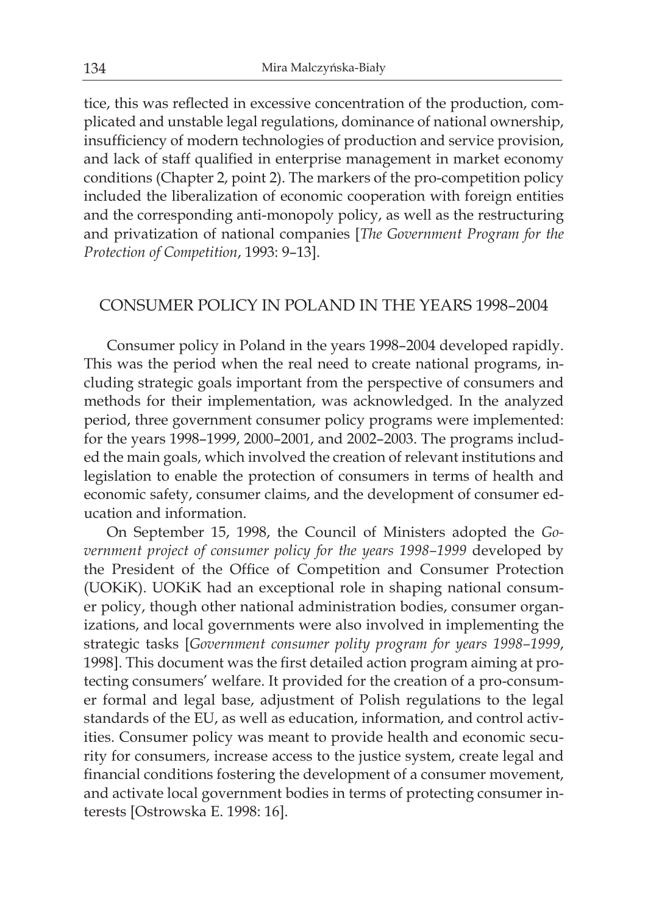tice, this was reflected in excessive concentration of the production, complicated and unstable legal regulations, dominance of national ownership, insufficiency of modern technologies of production and service provision, and lack of staff qualified in enterprise management in market economy conditions (Chapter 2, point 2). The markers of the pro-competition policy included the liberalization of economic cooperation with foreign entities and the corresponding anti-monopoly policy, as well as the restructuring and privatization of national companies [*The Government Program for the Protection of Competition*, 1993: 9–13].

## CONSUMER POLICY IN POLAND IN THE YEARS 1998–2004

Consumer policy in Poland in the years 1998–2004 developed rapidly. This was the period when the real need to create national programs, including strategic goals important from the perspective of consumers and methods for their implementation, was acknowledged. In the analyzed period, three government consumer policy programs were implemented: for the years 1998–1999, 2000–2001, and 2002–2003. The programs included the main goals, which involved the creation of relevant institutions and legislation to enable the protection of consumers in terms of health and economic safety, consumer claims, and the development of consumer education and information.

On September 15, 1998, the Council of Ministers adopted the *Government project of consumer policy for the years 1998–1999* developed by the President of the Office of Competition and Consumer Protection (UOKiK). UOKiK had an exceptional role in shaping national consumer policy, though other national administration bodies, consumer organizations, and local governments were also involved in implementing the strategic tasks [*Government consumer polity program for years 1998–1999*, 1998]. This document was the first detailed action program aiming at protecting consumers' welfare. It provided for the creation of a pro-consumer formal and legal base, adjustment of Polish regulations to the legal standards of the EU, as well as education, information, and control activities. Consumer policy was meant to provide health and economic security for consumers, increase access to the justice system, create legal and financial conditions fostering the development of a consumer movement, and activate local government bodies in terms of protecting consumer interests [Ostrowska E. 1998: 16].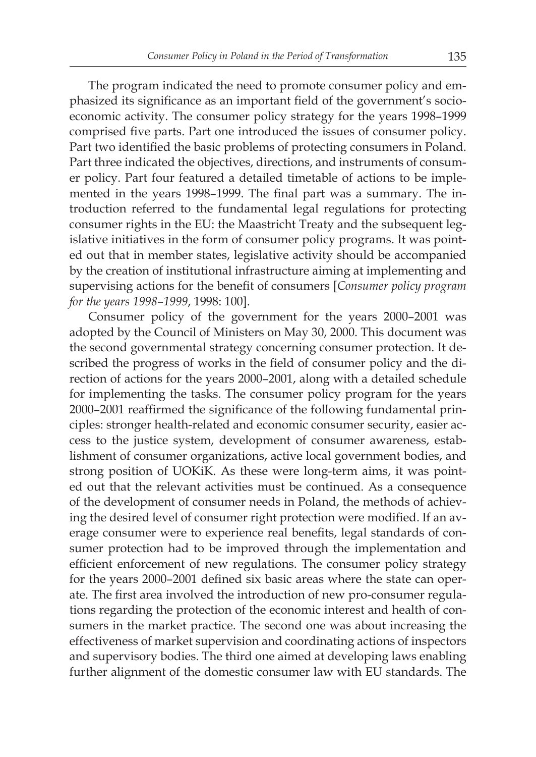The program indicated the need to promote consumer policy and emphasized its significance as an important field of the government's socioeconomic activity. The consumer policy strategy for the years 1998–1999 comprised five parts. Part one introduced the issues of consumer policy. Part two identified the basic problems of protecting consumers in Poland. Part three indicated the objectives, directions, and instruments of consumer policy. Part four featured a detailed timetable of actions to be implemented in the years 1998–1999. The final part was a summary. The introduction referred to the fundamental legal regulations for protecting consumer rights in the EU: the Maastricht Treaty and the subsequent legislative initiatives in the form of consumer policy programs. It was pointed out that in member states, legislative activity should be accompanied by the creation of institutional infrastructure aiming at implementing and supervising actions for the benefit of consumers [*Consumer policy program for the years 1998–1999*, 1998: 100].

Consumer policy of the government for the years 2000–2001 was adopted by the Council of Ministers on May 30, 2000. This document was the second governmental strategy concerning consumer protection. It described the progress of works in the field of consumer policy and the direction of actions for the years 2000–2001, along with a detailed schedule for implementing the tasks. The consumer policy program for the years 2000–2001 reaffirmed the significance of the following fundamental principles: stronger health-related and economic consumer security, easier access to the justice system, development of consumer awareness, establishment of consumer organizations, active local government bodies, and strong position of UOKiK. As these were long-term aims, it was pointed out that the relevant activities must be continued. As a consequence of the development of consumer needs in Poland, the methods of achieving the desired level of consumer right protection were modified. If an average consumer were to experience real benefits, legal standards of consumer protection had to be improved through the implementation and efficient enforcement of new regulations. The consumer policy strategy for the years 2000–2001 defined six basic areas where the state can operate. The first area involved the introduction of new pro-consumer regulations regarding the protection of the economic interest and health of consumers in the market practice. The second one was about increasing the effectiveness of market supervision and coordinating actions of inspectors and supervisory bodies. The third one aimed at developing laws enabling further alignment of the domestic consumer law with EU standards. The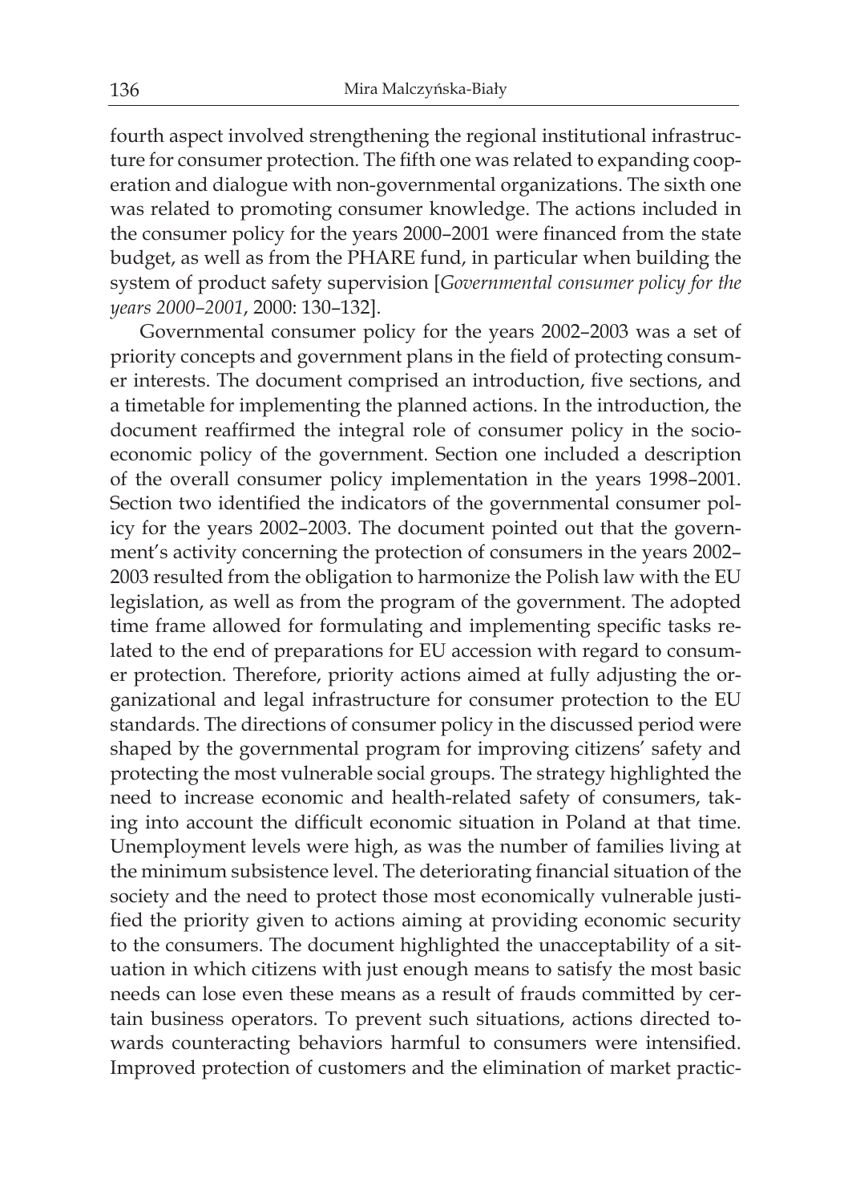fourth aspect involved strengthening the regional institutional infrastructure for consumer protection. The fifth one was related to expanding cooperation and dialogue with non-governmental organizations. The sixth one was related to promoting consumer knowledge. The actions included in the consumer policy for the years 2000–2001 were financed from the state budget, as well as from the PHARE fund, in particular when building the system of product safety supervision [*Governmental consumer policy for the years 2000–2001*, 2000: 130–132].

Governmental consumer policy for the years 2002–2003 was a set of priority concepts and government plans in the field of protecting consumer interests. The document comprised an introduction, five sections, and a timetable for implementing the planned actions. In the introduction, the document reaffirmed the integral role of consumer policy in the socioeconomic policy of the government. Section one included a description of the overall consumer policy implementation in the years 1998–2001. Section two identified the indicators of the governmental consumer policy for the years 2002–2003. The document pointed out that the government's activity concerning the protection of consumers in the years 2002–2003 resulted from the obligation to harmonize the Polish law with the EU legislation, as well as from the program of the government. The adopted time frame allowed for formulating and implementing specific tasks related to the end of preparations for EU accession with regard to consumer protection. Therefore, priority actions aimed at fully adjusting the organizational and legal infrastructure for consumer protection to the EU standards. The directions of consumer policy in the discussed period were shaped by the governmental program for improving citizens' safety and protecting the most vulnerable social groups. The strategy highlighted the need to increase economic and health-related safety of consumers, taking into account the difficult economic situation in Poland at that time. Unemployment levels were high, as was the number of families living at the minimum subsistence level. The deteriorating financial situation of the society and the need to protect those most economically vulnerable justified the priority given to actions aiming at providing economic security to the consumers. The document highlighted the unacceptability of a situation in which citizens with just enough means to satisfy the most basic needs can lose even these means as a result of frauds committed by certain business operators. To prevent such situations, actions directed towards counteracting behaviors harmful to consumers were intensified. Improved protection of customers and the elimination of market practic-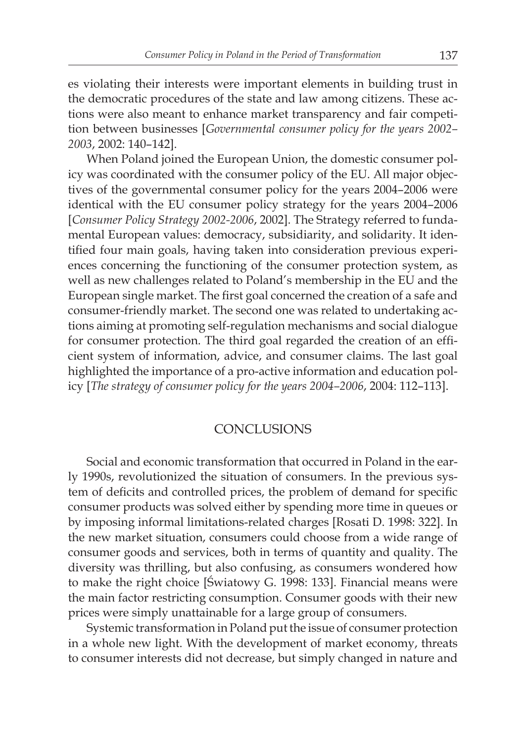es violating their interests were important elements in building trust in the democratic procedures of the state and law among citizens. These actions were also meant to enhance market transparency and fair competition between businesses [*Governmental consumer policy for the years 2002–2003*, 2002: 140–142].

When Poland joined the European Union, the domestic consumer policy was coordinated with the consumer policy of the EU. All major objectives of the governmental consumer policy for the years 2004–2006 were identical with the EU consumer policy strategy for the years 2004–2006 [*Consumer Policy Strategy 2002-2006*, 2002]. The Strategy referred to fundamental European values: democracy, subsidiarity, and solidarity. It identified four main goals, having taken into consideration previous experiences concerning the functioning of the consumer protection system, as well as new challenges related to Poland's membership in the EU and the European single market. The first goal concerned the creation of a safe and consumer-friendly market. The second one was related to undertaking actions aiming at promoting self-regulation mechanisms and social dialogue for consumer protection. The third goal regarded the creation of an efficient system of information, advice, and consumer claims. The last goal highlighted the importance of a pro-active information and education policy [*The strategy of consumer policy for the years 2004–2006*, 2004: 112–113].

## CONCLUSIONS

Social and economic transformation that occurred in Poland in the early 1990s, revolutionized the situation of consumers. In the previous system of deficits and controlled prices, the problem of demand for specific consumer products was solved either by spending more time in queues or by imposing informal limitations-related charges [Rosati D. 1998: 322]. In the new market situation, consumers could choose from a wide range of consumer goods and services, both in terms of quantity and quality. The diversity was thrilling, but also confusing, as consumers wondered how to make the right choice [Światowy G. 1998: 133]. Financial means were the main factor restricting consumption. Consumer goods with their new prices were simply unattainable for a large group of consumers.

Systemic transformation in Poland put the issue of consumer protection in a whole new light. With the development of market economy, threats to consumer interests did not decrease, but simply changed in nature and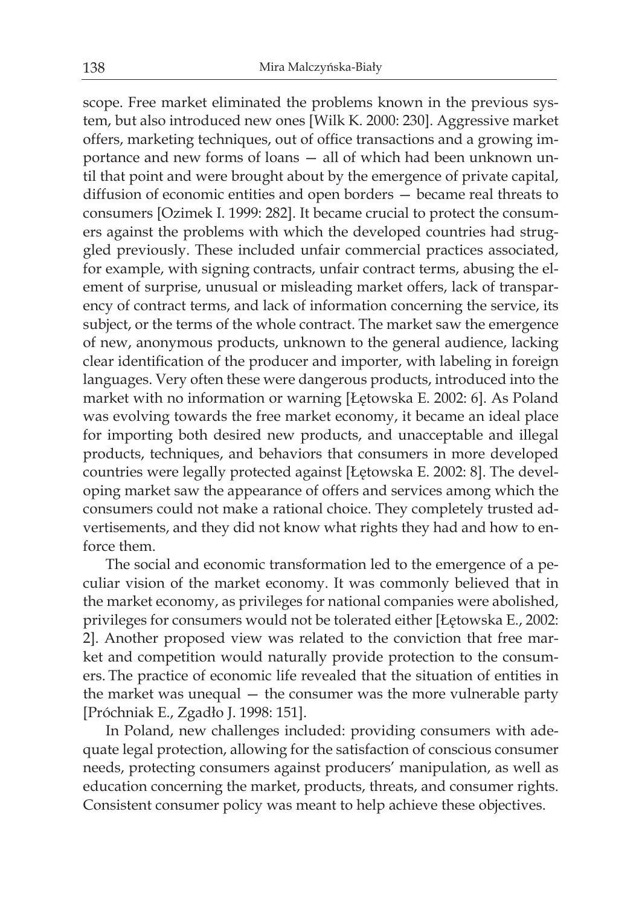scope. Free market eliminated the problems known in the previous system, but also introduced new ones [Wilk K. 2000: 230]. Aggressive market offers, marketing techniques, out of office transactions and a growing importance and new forms of loans — all of which had been unknown until that point and were brought about by the emergence of private capital, diffusion of economic entities and open borders — became real threats to consumers [Ozimek I. 1999: 282]. It became crucial to protect the consumers against the problems with which the developed countries had struggled previously. These included unfair commercial practices associated, for example, with signing contracts, unfair contract terms, abusing the element of surprise, unusual or misleading market offers, lack of transparency of contract terms, and lack of information concerning the service, its subject, or the terms of the whole contract. The market saw the emergence of new, anonymous products, unknown to the general audience, lacking clear identification of the producer and importer, with labeling in foreign languages. Very often these were dangerous products, introduced into the market with no information or warning [Łętowska E. 2002: 6]. As Poland was evolving towards the free market economy, it became an ideal place for importing both desired new products, and unacceptable and illegal products, techniques, and behaviors that consumers in more developed countries were legally protected against [Łętowska E. 2002: 8]. The developing market saw the appearance of offers and services among which the consumers could not make a rational choice. They completely trusted advertisements, and they did not know what rights they had and how to enforce them.

The social and economic transformation led to the emergence of a peculiar vision of the market economy. It was commonly believed that in the market economy, as privileges for national companies were abolished, privileges for consumers would not be tolerated either [Łętowska E., 2002: 2]. Another proposed view was related to the conviction that free market and competition would naturally provide protection to the consumers. The practice of economic life revealed that the situation of entities in the market was unequal — the consumer was the more vulnerable party [Próchniak E., Zgadło J. 1998: 151].

In Poland, new challenges included: providing consumers with adequate legal protection, allowing for the satisfaction of conscious consumer needs, protecting consumers against producers' manipulation, as well as education concerning the market, products, threats, and consumer rights. Consistent consumer policy was meant to help achieve these objectives.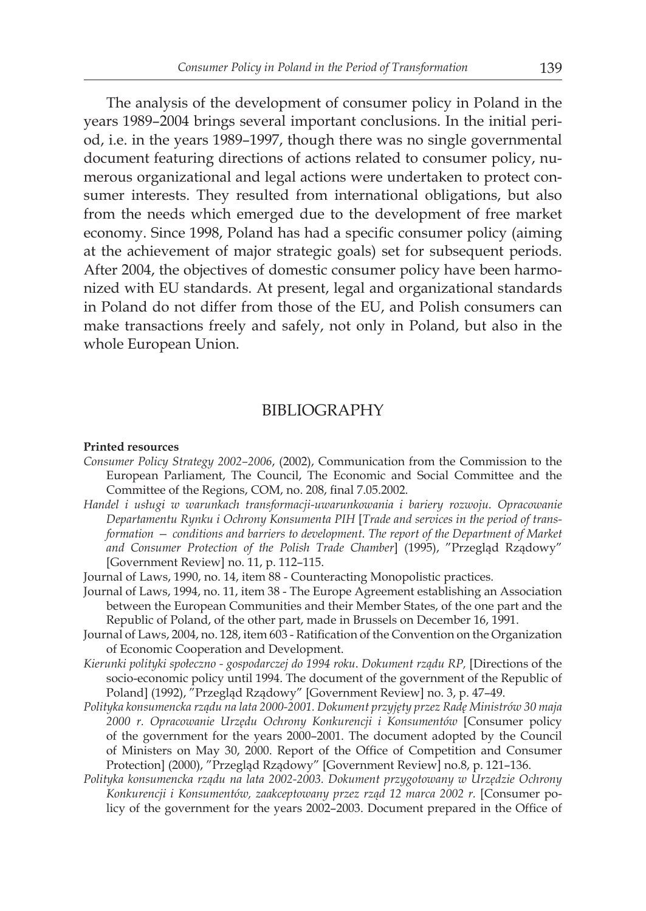The analysis of the development of consumer policy in Poland in the years 1989–2004 brings several important conclusions. In the initial period, i.e. in the years 1989–1997, though there was no single governmental document featuring directions of actions related to consumer policy, numerous organizational and legal actions were undertaken to protect consumer interests. They resulted from international obligations, but also from the needs which emerged due to the development of free market economy. Since 1998, Poland has had a specific consumer policy (aiming at the achievement of major strategic goals) set for subsequent periods. After 2004, the objectives of domestic consumer policy have been harmonized with EU standards. At present, legal and organizational standards in Poland do not differ from those of the EU, and Polish consumers can make transactions freely and safely, not only in Poland, but also in the whole European Union.

## BIBLIOGRAPHY

**Printed resources**

*Consumer Policy Strategy 2002–2006*, (2002), Communication from the Commission to the European Parliament, The Council, The Economic and Social Committee and the Committee of the Regions, COM, no. 208, final 7.05.2002.

*Handel i usługi w warunkach transformacji-uwarunkowania i bariery rozwoju. Opracowanie Departamentu Rynku i Ochrony Konsumenta PIH* [*Trade and services in the period of transformation – conditions and barriers to development. The report of the Department of Market and Consumer Protection of the Polish Trade Chamber*] (1995), "Przegląd Rządowy" [Government Review] no. 11, p. 112–115.

Journal of Laws, 1990, no. 14, item 88 - Counteracting Monopolistic practices.

Journal of Laws, 1994, no. 11, item 38 - The Europe Agreement establishing an Association between the European Communities and their Member States, of the one part and the Republic of Poland, of the other part, made in Brussels on December 16, 1991.

Journal of Laws, 2004, no. 128, item 603 - Ratification of the Convention on the Organization of Economic Cooperation and Development.

*Kierunki polityki społeczno - gospodarczej do 1994 roku. Dokument rządu RP,* [Directions of the socio-economic policy until 1994. The document of the government of the Republic of Poland] (1992), "Przegląd Rządowy" [Government Review] no. 3, p. 47–49.

*Polityka konsumencka rządu na lata 2000-2001. Dokument przyjęty przez Radę Ministrów 30 maja 2000 r. Opracowanie Urzędu Ochrony Konkurencji i Konsumentów* [Consumer policy of the government for the years 2000–2001. The document adopted by the Council of Ministers on May 30, 2000. Report of the Office of Competition and Consumer Protection] (2000), "Przegląd Rządowy" [Government Review] no.8, p. 121–136.

*Polityka konsumencka rządu na lata 2002-2003. Dokument przygotowany w Urzędzie Ochrony Konkurencji i Konsumentów, zaakceptowany przez rząd 12 marca 2002 r.* [Consumer policy of the government for the years 2002–2003. Document prepared in the Office of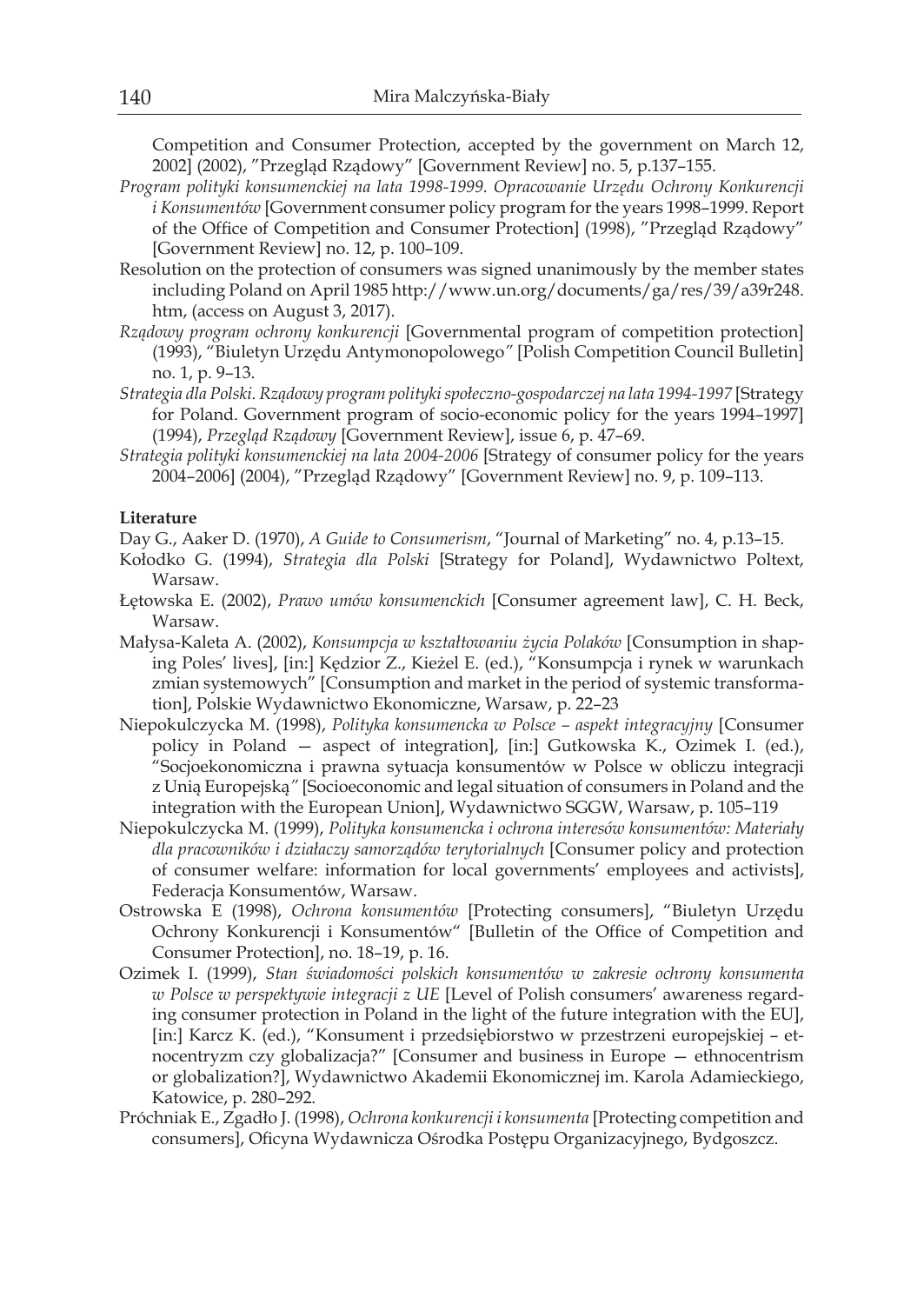Competition and Consumer Protection, accepted by the government on March 12, 2002] (2002), "Przegląd Rządowy" [Government Review] no. 5, p.137–155.

*Program polityki konsumenckiej na lata 1998-1999. Opracowanie Urzędu Ochrony Konkurencji i Konsumentów* [Government consumer policy program for the years 1998–1999. Report of the Office of Competition and Consumer Protection] (1998), "Przegląd Rządowy" [Government Review] no. 12, p. 100–109.

Resolution on the protection of consumers was signed unanimously by the member states including Poland on April 1985 http://www.un.org/documents/ga/res/39/a39r248.htm, (access on August 3, 2017).

*Rządowy program ochrony konkurencji* [Governmental program of competition protection] (1993), "Biuletyn Urzędu Antymonopolowego" [Polish Competition Council Bulletin] no. 1, p. 9–13.

*Strategia dla Polski. Rządowy program polityki społeczno-gospodarczej na lata 1994-1997* [Strategy for Poland. Government program of socio-economic policy for the years 1994–1997] (1994), *Przegląd Rządowy* [Government Review], issue 6, p. 47–69.

*Strategia polityki konsumenckiej na lata 2004-2006* [Strategy of consumer policy for the years 2004–2006] (2004), "Przegląd Rządowy" [Government Review] no. 9, p. 109–113.

**Literature**

Day G., Aaker D. (1970), *A Guide to Consumerism*, "Journal of Marketing" no. 4, p.13–15.

Kołodko G. (1994), *Strategia dla Polski* [Strategy for Poland], Wydawnictwo Poltext, Warsaw.

Łętowska E. (2002), *Prawo umów konsumenckich* [Consumer agreement law], C. H. Beck, Warsaw.

Małysa-Kaleta A. (2002), *Konsumpcja w kształtowaniu życia Polaków* [Consumption in shaping Poles' lives], [in:] Kędzior Z., Kieżel E. (ed.), "Konsumpcja i rynek w warunkach zmian systemowych" [Consumption and market in the period of systemic transformation], Polskie Wydawnictwo Ekonomiczne, Warsaw, p. 22–23

Niepokulczycka M. (1998), *Polityka konsumencka w Polsce – aspekt integracyjny* [Consumer policy in Poland — aspect of integration], [in:] Gutkowska K., Ozimek I. (ed.), "Socjoekonomiczna i prawna sytuacja konsumentów w Polsce w obliczu integracji z Unią Europejską" [Socioeconomic and legal situation of consumers in Poland and the integration with the European Union], Wydawnictwo SGGW, Warsaw, p. 105–119

Niepokulczycka M. (1999), *Polityka konsumencka i ochrona interesów konsumentów: Materiały dla pracowników i działaczy samorządów terytorialnych* [Consumer policy and protection of consumer welfare: information for local governments' employees and activists], Federacja Konsumentów, Warsaw.

Ostrowska E (1998), *Ochrona konsumentów* [Protecting consumers], "Biuletyn Urzędu Ochrony Konkurencji i Konsumentów" [Bulletin of the Office of Competition and Consumer Protection], no. 18–19, p. 16.

Ozimek I. (1999), *Stan świadomości polskich konsumentów w zakresie ochrony konsumenta w Polsce w perspektywie integracji z UE* [Level of Polish consumers' awareness regarding consumer protection in Poland in the light of the future integration with the EU], [in:] Karcz K. (ed.), "Konsument i przedsiębiorstwo w przestrzeni europejskiej – etnocentryzm czy globalizacja?" [Consumer and business in Europe — ethnocentrism or globalization?], Wydawnictwo Akademii Ekonomicznej im. Karola Adamieckiego, Katowice, p. 280–292.

Próchniak E., Zgadło J. (1998), *Ochrona konkurencji i konsumenta* [Protecting competition and consumers], Oficyna Wydawnicza Ośrodka Postępu Organizacyjnego, Bydgoszcz.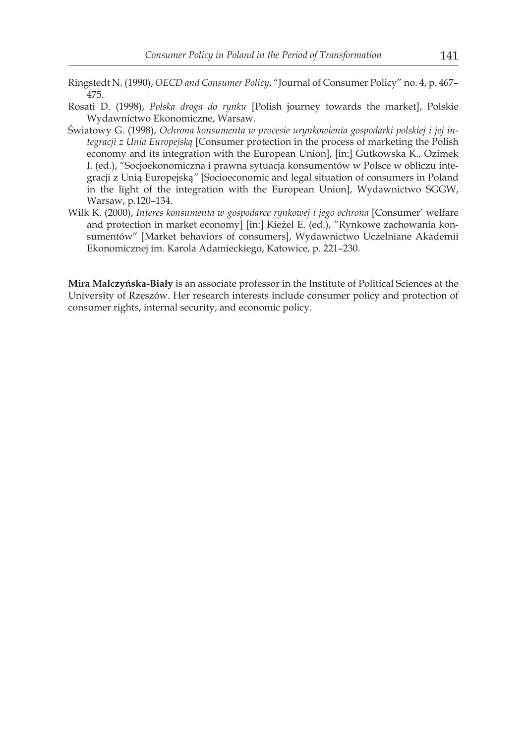Ringstedt N. (1990), *OECD and Consumer Policy*, "Journal of Consumer Policy" no. 4, p. 467–475.

Rosati D. (1998), *Polska droga do rynku* [Polish journey towards the market], Polskie Wydawnictwo Ekonomiczne, Warsaw.

Światowy G. (1998), *Ochrona konsumenta w procesie urynkowienia gospodarki polskiej i jej integracji z Unia Europejską* [Consumer protection in the process of marketing the Polish economy and its integration with the European Union], [in:] Gutkowska K., Ozimek I. (ed.), "Socjoekonomiczna i prawna sytuacja konsumentów w Polsce w obliczu integracji z Unią Europejską" [Socioeconomic and legal situation of consumers in Poland in the light of the integration with the European Union], Wydawnictwo SGGW, Warsaw, p.120–134.

Wilk K. (2000), *Interes konsumenta w gospodarce rynkowej i jego ochrona* [Consumer' welfare and protection in market economy] [in:] Kieżel E. (ed.), "Rynkowe zachowania konsumentów" [Market behaviors of consumers], Wydawnictwo Uczelniane Akademii Ekonomicznej im. Karola Adamieckiego, Katowice, p. 221–230.

**Mira Malczyńska-Biały** is an associate professor in the Institute of Political Sciences at the University of Rzeszów. Her research interests include consumer policy and protection of consumer rights, internal security, and economic policy.